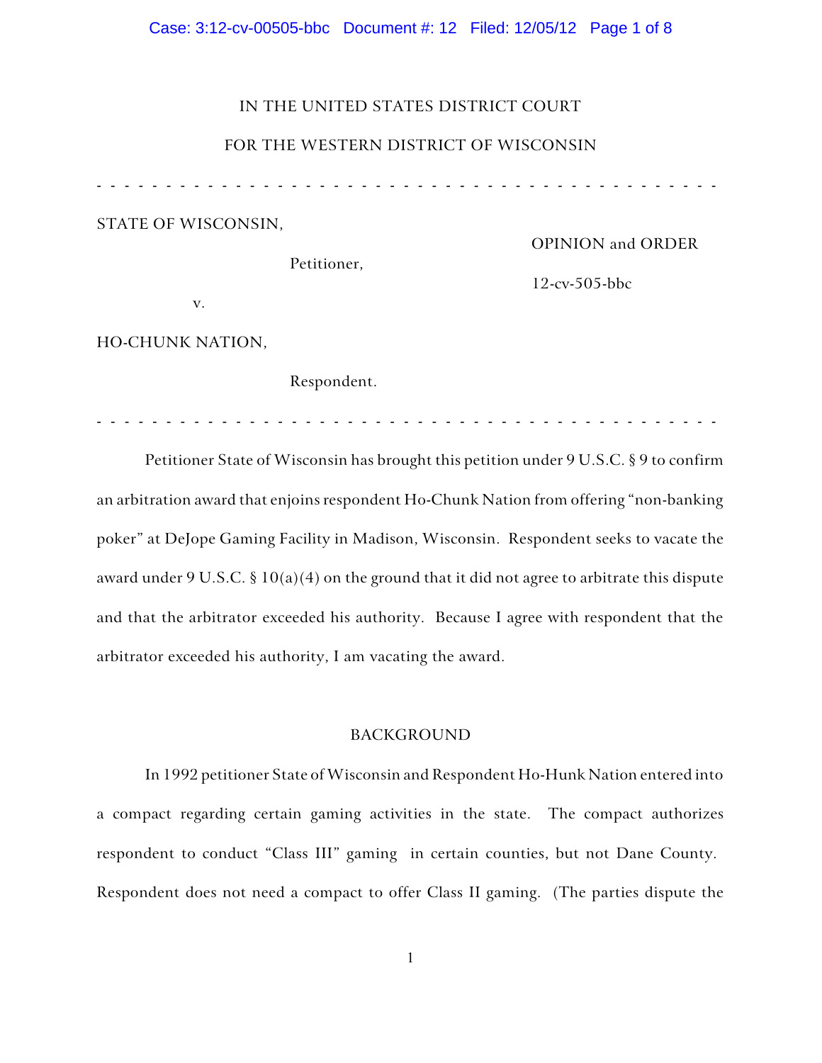IN THE UNITED STATES DISTRICT COURT

FOR THE WESTERN DISTRICT OF WISCONSIN

- - - - - - - - - - - - - - - - - - - - - - - - - - - - - - - - - - - - - - - - - - - - - - -

STATE OF WISCONSIN,

Petitioner,

v.

HO-CHUNK NATION,

Respondent.

OPINION and ORDER

12-cv-505-bbc

- - - - - - - - - - - - - - - - - - - - - - - - - - - - - - - - - - - - - - - - - - - - - - -

Petitioner State of Wisconsin has brought this petition under 9 U.S.C. § 9 to confirm an arbitration award that enjoins respondent Ho-Chunk Nation from offering "non-banking poker" at DeJope Gaming Facility in Madison, Wisconsin. Respondent seeks to vacate the award under 9 U.S.C. § 10(a)(4) on the ground that it did not agree to arbitrate this dispute and that the arbitrator exceeded his authority. Because I agree with respondent that the arbitrator exceeded his authority, I am vacating the award.

## BACKGROUND

In 1992 petitioner State of Wisconsin and Respondent Ho-Hunk Nation entered into a compact regarding certain gaming activities in the state. The compact authorizes respondent to conduct "Class III" gaming in certain counties, but not Dane County. Respondent does not need a compact to offer Class II gaming. (The parties dispute the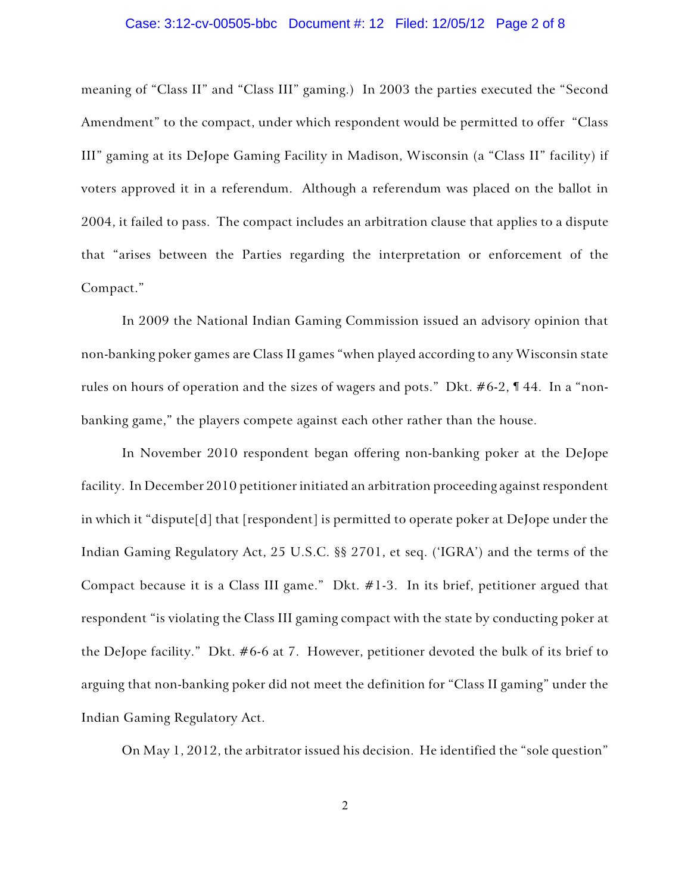meaning of "Class II" and "Class III" gaming.) In 2003 the parties executed the "Second Amendment" to the compact, under which respondent would be permitted to offer "Class III" gaming at its DeJope Gaming Facility in Madison, Wisconsin (a "Class II" facility) if voters approved it in a referendum. Although a referendum was placed on the ballot in 2004, it failed to pass. The compact includes an arbitration clause that applies to a dispute that "arises between the Parties regarding the interpretation or enforcement of the Compact."

In 2009 the National Indian Gaming Commission issued an advisory opinion that non-banking poker games are Class II games "when played according to any Wisconsin state rules on hours of operation and the sizes of wagers and pots." Dkt. #6-2, ¶ 44. In a "non-banking game," the players compete against each other rather than the house.

In November 2010 respondent began offering non-banking poker at the DeJope facility. In December 2010 petitioner initiated an arbitration proceeding against respondent in which it "dispute[d] that [respondent] is permitted to operate poker at DeJope under the Indian Gaming Regulatory Act, 25 U.S.C. §§ 2701, et seq. ('IGRA') and the terms of the Compact because it is a Class III game." Dkt. #1-3. In its brief, petitioner argued that respondent "is violating the Class III gaming compact with the state by conducting poker at the DeJope facility." Dkt. #6-6 at 7. However, petitioner devoted the bulk of its brief to arguing that non-banking poker did not meet the definition for "Class II gaming" under the Indian Gaming Regulatory Act.

On May 1, 2012, the arbitrator issued his decision. He identified the "sole question"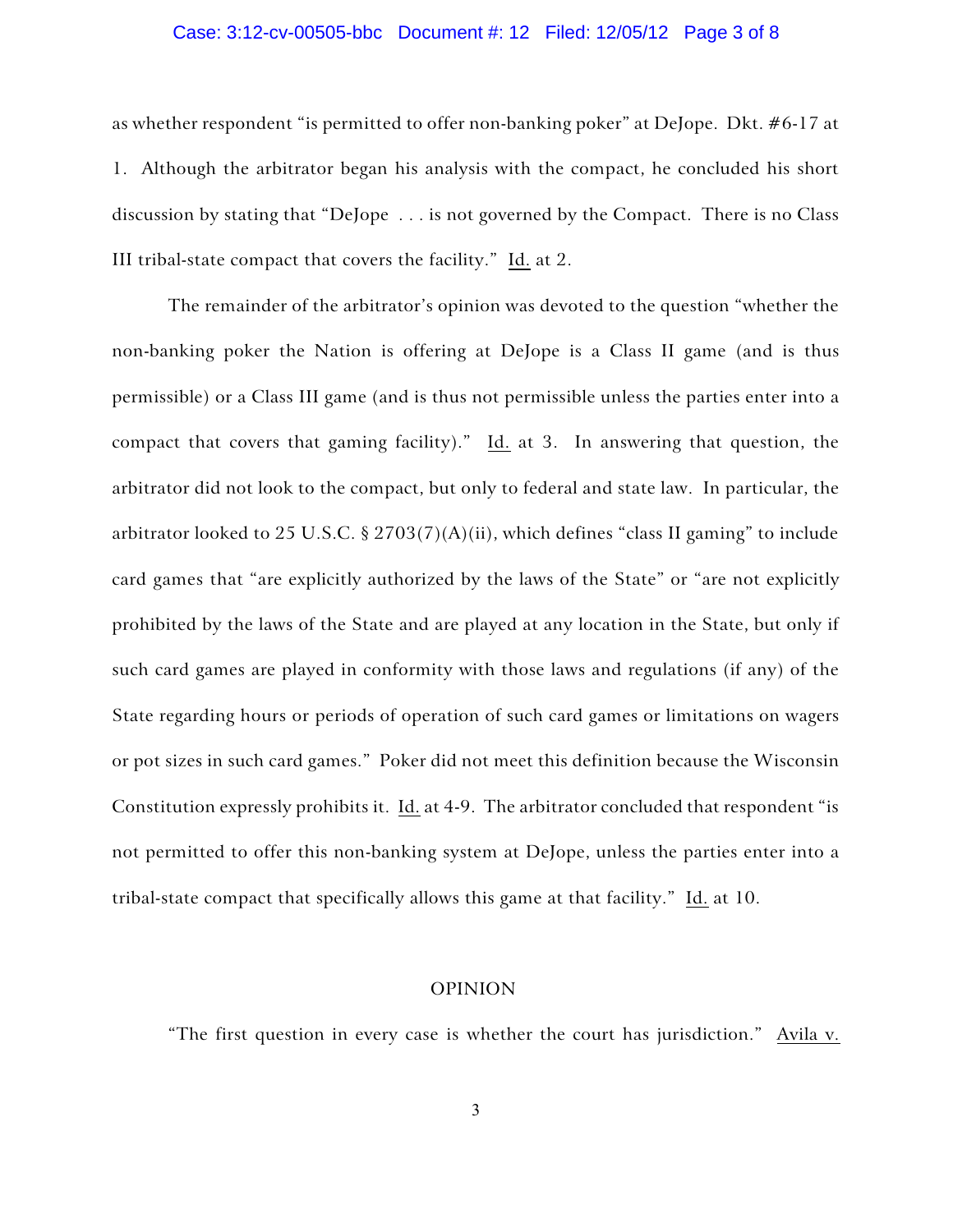as whether respondent "is permitted to offer non-banking poker" at DeJope. Dkt. #6-17 at 1. Although the arbitrator began his analysis with the compact, he concluded his short discussion by stating that "DeJope . . . is not governed by the Compact. There is no Class III tribal-state compact that covers the facility." Id. at 2.

The remainder of the arbitrator's opinion was devoted to the question "whether the non-banking poker the Nation is offering at DeJope is a Class II game (and is thus permissible) or a Class III game (and is thus not permissible unless the parties enter into a compact that covers that gaming facility)." Id. at 3. In answering that question, the arbitrator did not look to the compact, but only to federal and state law. In particular, the arbitrator looked to 25 U.S.C. § 2703(7)(A)(ii), which defines "class II gaming" to include card games that "are explicitly authorized by the laws of the State" or "are not explicitly prohibited by the laws of the State and are played at any location in the State, but only if such card games are played in conformity with those laws and regulations (if any) of the State regarding hours or periods of operation of such card games or limitations on wagers or pot sizes in such card games." Poker did not meet this definition because the Wisconsin Constitution expressly prohibits it. Id. at 4-9. The arbitrator concluded that respondent "is not permitted to offer this non-banking system at DeJope, unless the parties enter into a tribal-state compact that specifically allows this game at that facility." Id. at 10.

## OPINION

"The first question in every case is whether the court has jurisdiction." Avila v.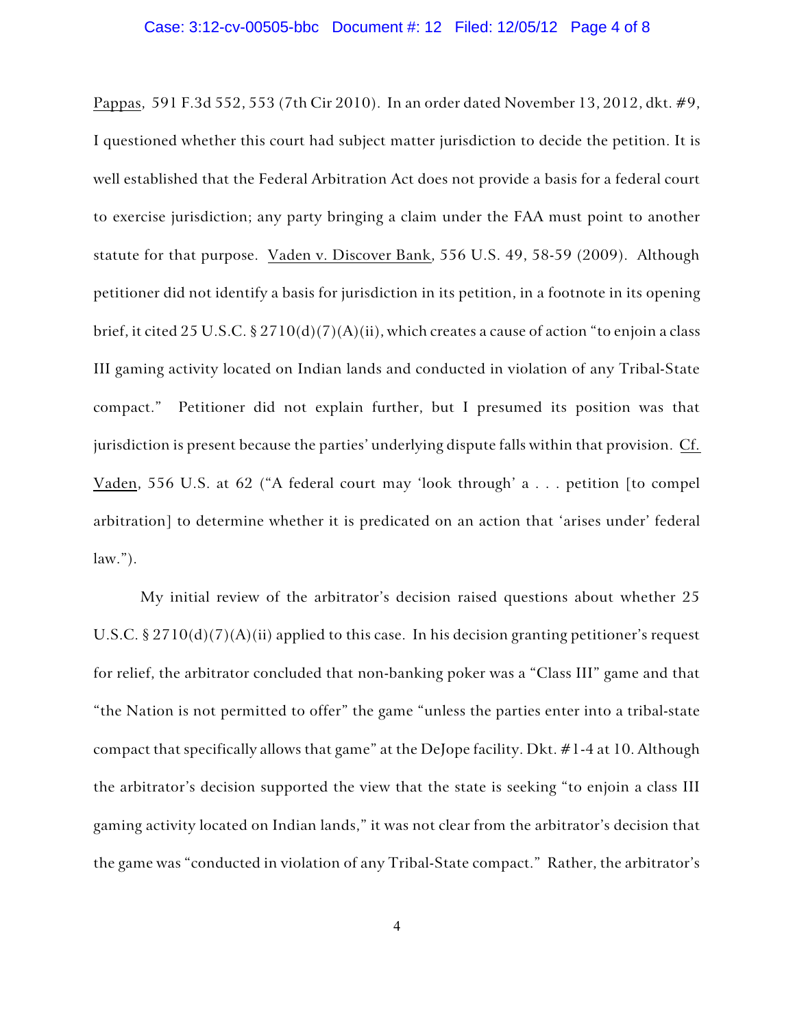Pappas, 591 F.3d 552, 553 (7th Cir 2010). In an order dated November 13, 2012, dkt. #9, I questioned whether this court had subject matter jurisdiction to decide the petition. It is well established that the Federal Arbitration Act does not provide a basis for a federal court to exercise jurisdiction; any party bringing a claim under the FAA must point to another statute for that purpose. Vaden v. Discover Bank, 556 U.S. 49, 58-59 (2009). Although petitioner did not identify a basis for jurisdiction in its petition, in a footnote in its opening brief, it cited 25 U.S.C. § 2710(d)(7)(A)(ii), which creates a cause of action "to enjoin a class III gaming activity located on Indian lands and conducted in violation of any Tribal-State compact." Petitioner did not explain further, but I presumed its position was that jurisdiction is present because the parties' underlying dispute falls within that provision. Cf. Vaden, 556 U.S. at 62 ("A federal court may 'look through' a . . . petition [to compel arbitration] to determine whether it is predicated on an action that 'arises under' federal law.").

My initial review of the arbitrator's decision raised questions about whether 25 U.S.C. § 2710(d)(7)(A)(ii) applied to this case. In his decision granting petitioner's request for relief, the arbitrator concluded that non-banking poker was a "Class III" game and that "the Nation is not permitted to offer" the game "unless the parties enter into a tribal-state compact that specifically allows that game" at the DeJope facility. Dkt. #1-4 at 10. Although the arbitrator's decision supported the view that the state is seeking "to enjoin a class III gaming activity located on Indian lands," it was not clear from the arbitrator's decision that the game was "conducted in violation of any Tribal-State compact." Rather, the arbitrator's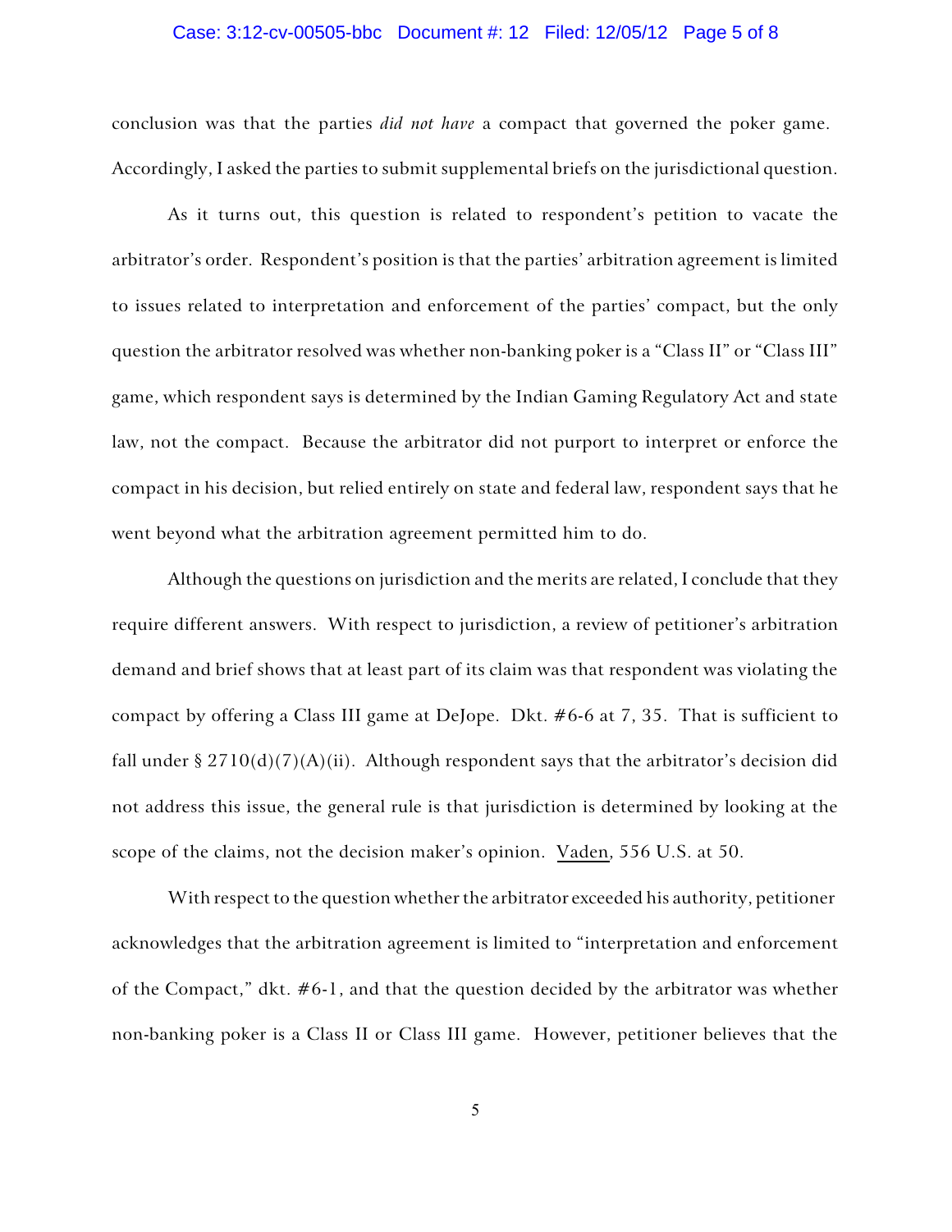conclusion was that the parties *did not have* a compact that governed the poker game. Accordingly, I asked the parties to submit supplemental briefs on the jurisdictional question.

As it turns out, this question is related to respondent's petition to vacate the arbitrator's order. Respondent's position is that the parties' arbitration agreement is limited to issues related to interpretation and enforcement of the parties' compact, but the only question the arbitrator resolved was whether non-banking poker is a "Class II" or "Class III" game, which respondent says is determined by the Indian Gaming Regulatory Act and state law, not the compact. Because the arbitrator did not purport to interpret or enforce the compact in his decision, but relied entirely on state and federal law, respondent says that he went beyond what the arbitration agreement permitted him to do.

Although the questions on jurisdiction and the merits are related, I conclude that they require different answers. With respect to jurisdiction, a review of petitioner's arbitration demand and brief shows that at least part of its claim was that respondent was violating the compact by offering a Class III game at DeJope. Dkt. #6-6 at 7, 35. That is sufficient to fall under § 2710(d)(7)(A)(ii). Although respondent says that the arbitrator's decision did not address this issue, the general rule is that jurisdiction is determined by looking at the scope of the claims, not the decision maker's opinion. Vaden, 556 U.S. at 50.

With respect to the question whether the arbitrator exceeded his authority, petitioner acknowledges that the arbitration agreement is limited to "interpretation and enforcement of the Compact," dkt. #6-1, and that the question decided by the arbitrator was whether non-banking poker is a Class II or Class III game. However, petitioner believes that the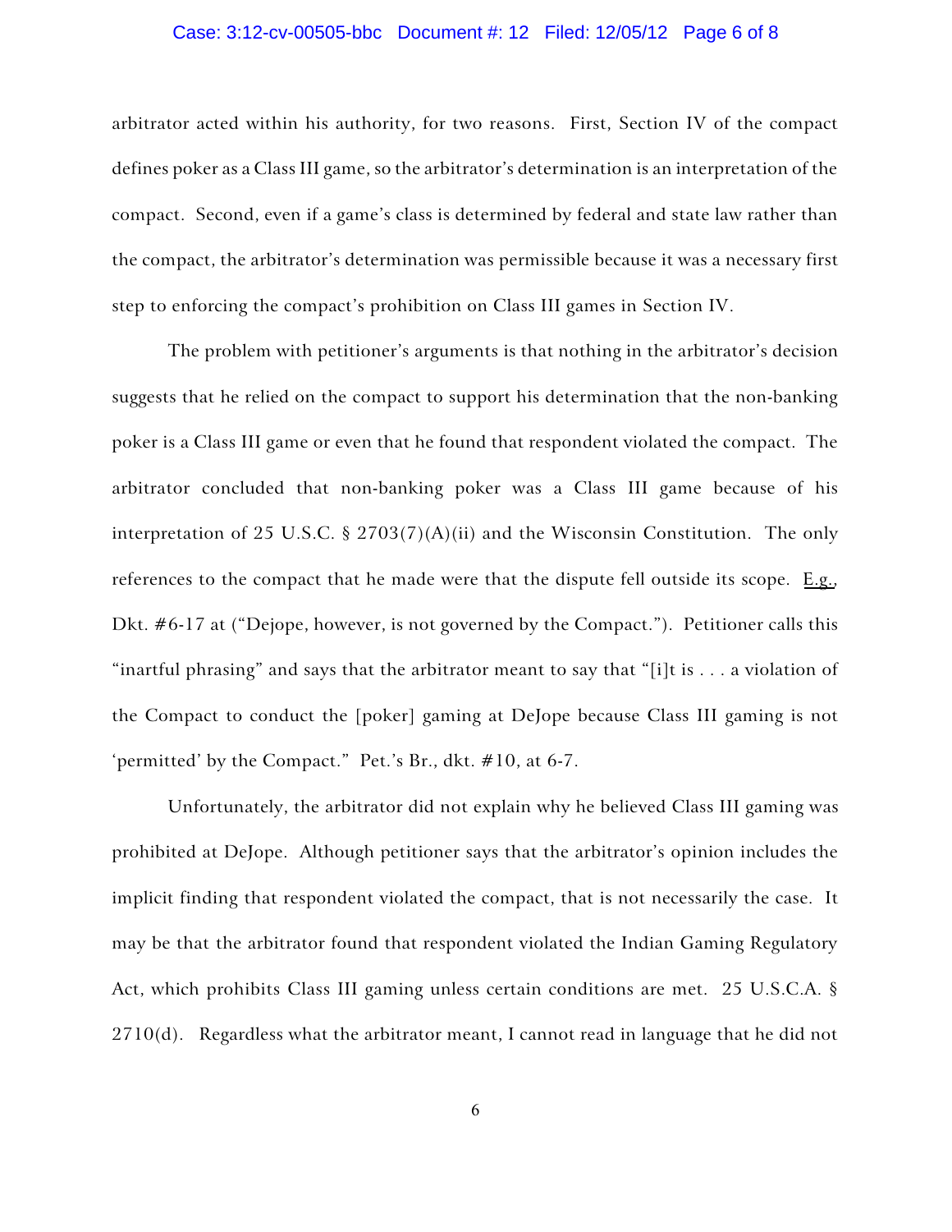arbitrator acted within his authority, for two reasons. First, Section IV of the compact defines poker as a Class III game, so the arbitrator's determination is an interpretation of the compact. Second, even if a game's class is determined by federal and state law rather than the compact, the arbitrator's determination was permissible because it was a necessary first step to enforcing the compact's prohibition on Class III games in Section IV.

The problem with petitioner's arguments is that nothing in the arbitrator's decision suggests that he relied on the compact to support his determination that the non-banking poker is a Class III game or even that he found that respondent violated the compact. The arbitrator concluded that non-banking poker was a Class III game because of his interpretation of 25 U.S.C. § 2703(7)(A)(ii) and the Wisconsin Constitution. The only references to the compact that he made were that the dispute fell outside its scope. E.g., Dkt. #6-17 at ("Dejope, however, is not governed by the Compact."). Petitioner calls this "inartful phrasing" and says that the arbitrator meant to say that "[i]t is . . . a violation of the Compact to conduct the [poker] gaming at DeJope because Class III gaming is not 'permitted' by the Compact." Pet.'s Br., dkt. #10, at 6-7.

Unfortunately, the arbitrator did not explain why he believed Class III gaming was prohibited at DeJope. Although petitioner says that the arbitrator's opinion includes the implicit finding that respondent violated the compact, that is not necessarily the case. It may be that the arbitrator found that respondent violated the Indian Gaming Regulatory Act, which prohibits Class III gaming unless certain conditions are met. 25 U.S.C.A. § 2710(d). Regardless what the arbitrator meant, I cannot read in language that he did not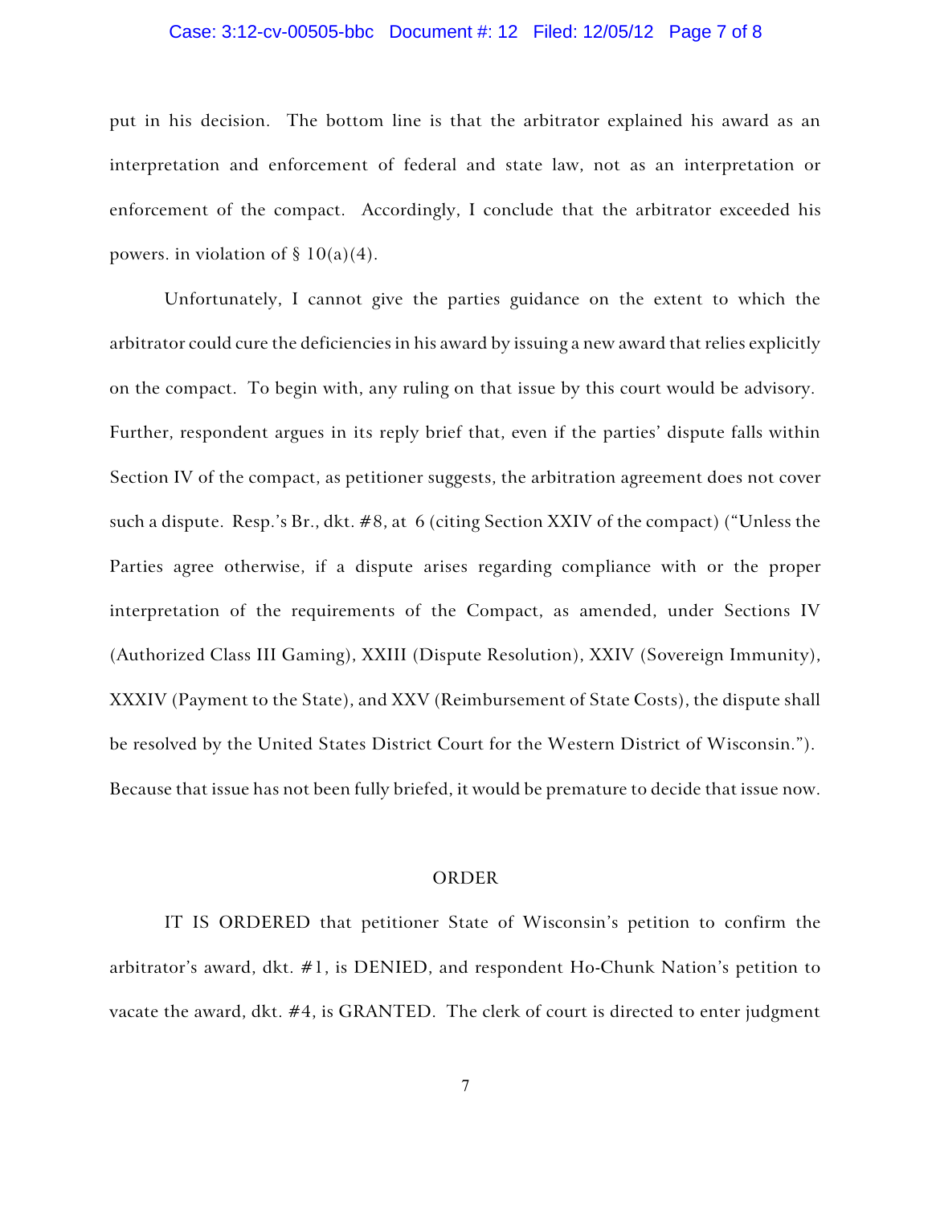put in his decision. The bottom line is that the arbitrator explained his award as an interpretation and enforcement of federal and state law, not as an interpretation or enforcement of the compact. Accordingly, I conclude that the arbitrator exceeded his powers. in violation of § 10(a)(4).

Unfortunately, I cannot give the parties guidance on the extent to which the arbitrator could cure the deficiencies in his award by issuing a new award that relies explicitly on the compact. To begin with, any ruling on that issue by this court would be advisory. Further, respondent argues in its reply brief that, even if the parties' dispute falls within Section IV of the compact, as petitioner suggests, the arbitration agreement does not cover such a dispute. Resp.'s Br., dkt. #8, at 6 (citing Section XXIV of the compact) ("Unless the Parties agree otherwise, if a dispute arises regarding compliance with or the proper interpretation of the requirements of the Compact, as amended, under Sections IV (Authorized Class III Gaming), XXIII (Dispute Resolution), XXIV (Sovereign Immunity), XXXIV (Payment to the State), and XXV (Reimbursement of State Costs), the dispute shall be resolved by the United States District Court for the Western District of Wisconsin."). Because that issue has not been fully briefed, it would be premature to decide that issue now.

## ORDER

IT IS ORDERED that petitioner State of Wisconsin's petition to confirm the arbitrator's award, dkt. #1, is DENIED, and respondent Ho-Chunk Nation's petition to vacate the award, dkt. #4, is GRANTED. The clerk of court is directed to enter judgment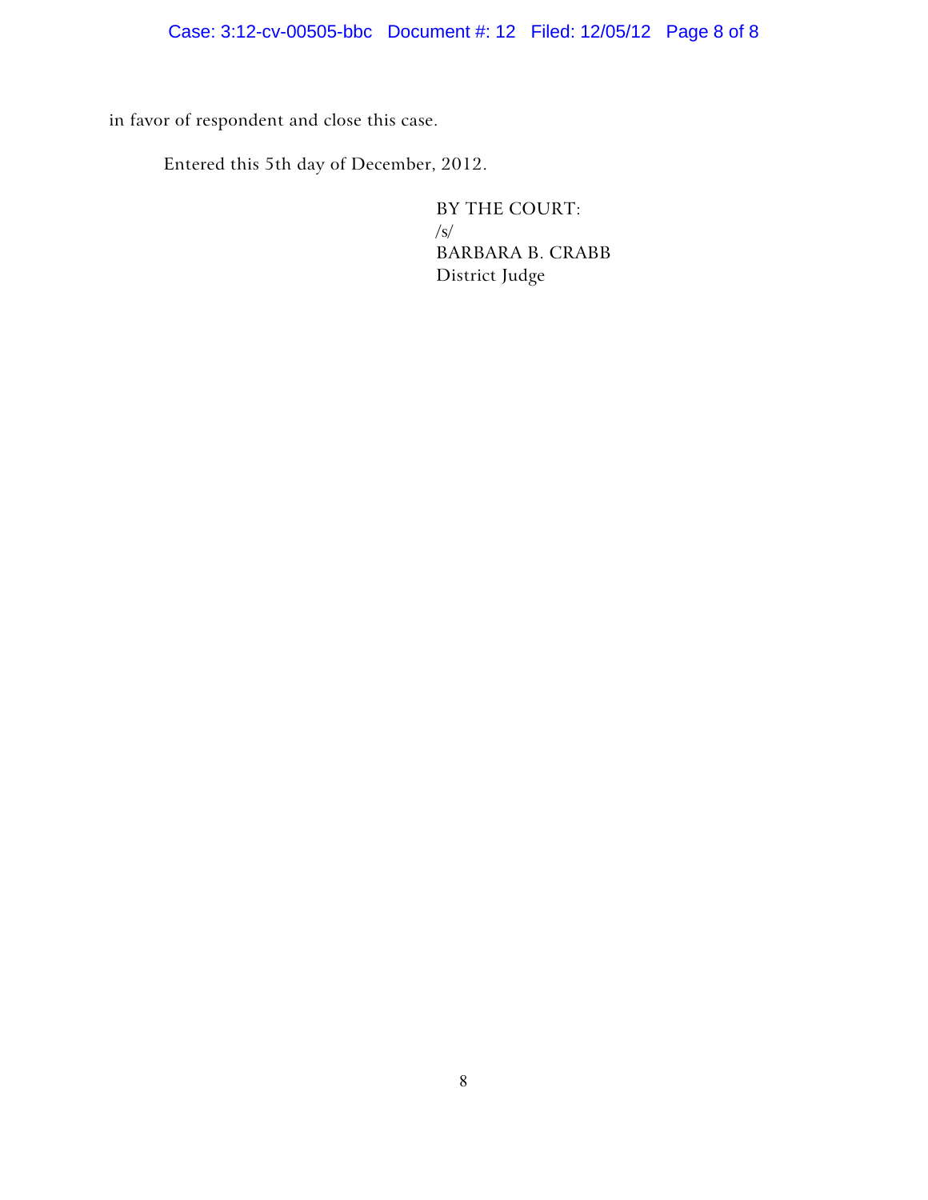in favor of respondent and close this case.

Entered this 5th day of December, 2012.

BY THE COURT:
/s/
BARBARA B. CRABB
District Judge